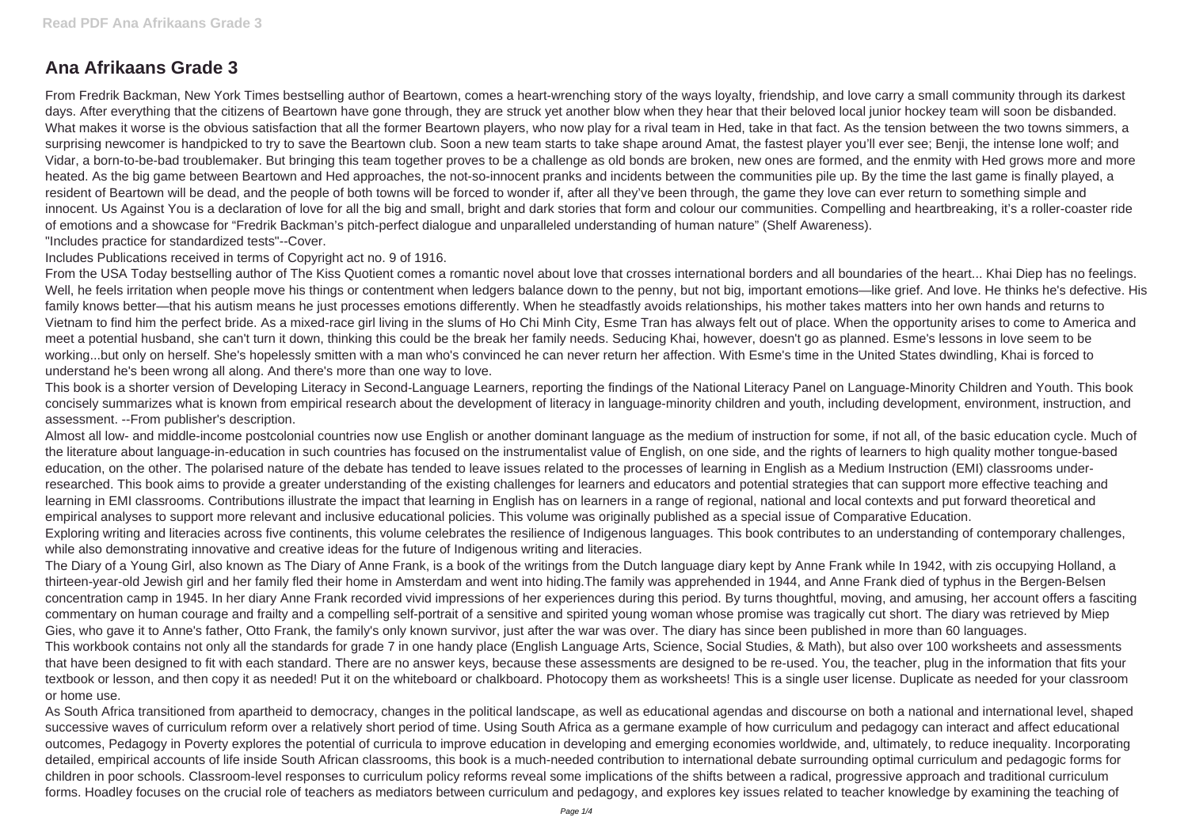# Ana Afrikaans Grade 3

From Fredrik Backman, New York Times bestselling author of Beartown, comes a heart-wrenching story of the ways loyalty, friendship, and love carry a small community through its darkest days. After everything that the citizens of Beartown have gone through, they are struck yet another blow when they hear that their beloved local junior hockey team will soon be disbanded. What makes it worse is the obvious satisfaction that all the former Beartown players, who now play for a rival team in Hed, take in that fact. As the tension between the two towns simmers, a surprising newcomer is handpicked to try to save the Beartown club. Soon a new team starts to take shape around Amat, the fastest player you'll ever see; Benji, the intense lone wolf; and Vidar, a born-to-be-bad troublemaker. But bringing this team together proves to be a challenge as old bonds are broken, new ones are formed, and the enmity with Hed grows more and more heated. As the big game between Beartown and Hed approaches, the not-so-innocent pranks and incidents between the communities pile up. By the time the last game is finally played, a resident of Beartown will be dead, and the people of both towns will be forced to wonder if, after all they've been through, the game they love can ever return to something simple and innocent. Us Against You is a declaration of love for all the big and small, bright and dark stories that form and colour our communities. Compelling and heartbreaking, it's a roller-coaster ride of emotions and a showcase for "Fredrik Backman's pitch-perfect dialogue and unparalleled understanding of human nature" (Shelf Awareness).

"Includes practice for standardized tests"--Cover.

Includes Publications received in terms of Copyright act no. 9 of 1916.

From the USA Today bestselling author of The Kiss Quotient comes a romantic novel about love that crosses international borders and all boundaries of the heart... Khai Diep has no feelings. Well, he feels irritation when people move his things or contentment when ledgers balance down to the penny, but not big, important emotions—like grief. And love. He thinks he's defective. His family knows better—that his autism means he just processes emotions differently. When he steadfastly avoids relationships, his mother takes matters into her own hands and returns to Vietnam to find him the perfect bride. As a mixed-race girl living in the slums of Ho Chi Minh City, Esme Tran has always felt out of place. When the opportunity arises to come to America and meet a potential husband, she can't turn it down, thinking this could be the break her family needs. Seducing Khai, however, doesn't go as planned. Esme's lessons in love seem to be working...but only on herself. She's hopelessly smitten with a man who's convinced he can never return her affection. With Esme's time in the United States dwindling, Khai is forced to understand he's been wrong all along. And there's more than one way to love.

This book is a shorter version of Developing Literacy in Second-Language Learners, reporting the findings of the National Literacy Panel on Language-Minority Children and Youth. This book concisely summarizes what is known from empirical research about the development of literacy in language-minority children and youth, including development, environment, instruction, and assessment. --From publisher's description.

Almost all low- and middle-income postcolonial countries now use English or another dominant language as the medium of instruction for some, if not all, of the basic education cycle. Much of the literature about language-in-education in such countries has focused on the instrumentalist value of English, on one side, and the rights of learners to high quality mother tongue-based education, on the other. The polarised nature of the debate has tended to leave issues related to the processes of learning in English as a Medium Instruction (EMI) classrooms under-researched. This book aims to provide a greater understanding of the existing challenges for learners and educators and potential strategies that can support more effective teaching and learning in EMI classrooms. Contributions illustrate the impact that learning in English has on learners in a range of regional, national and local contexts and put forward theoretical and empirical analyses to support more relevant and inclusive educational policies. This volume was originally published as a special issue of Comparative Education.

Exploring writing and literacies across five continents, this volume celebrates the resilience of Indigenous languages. This book contributes to an understanding of contemporary challenges, while also demonstrating innovative and creative ideas for the future of Indigenous writing and literacies.

The Diary of a Young Girl, also known as The Diary of Anne Frank, is a book of the writings from the Dutch language diary kept by Anne Frank while In 1942, with zis occupying Holland, a thirteen-year-old Jewish girl and her family fled their home in Amsterdam and went into hiding.The family was apprehended in 1944, and Anne Frank died of typhus in the Bergen-Belsen concentration camp in 1945. In her diary Anne Frank recorded vivid impressions of her experiences during this period. By turns thoughtful, moving, and amusing, her account offers a fasciting commentary on human courage and frailty and a compelling self-portrait of a sensitive and spirited young woman whose promise was tragically cut short. The diary was retrieved by Miep Gies, who gave it to Anne's father, Otto Frank, the family's only known survivor, just after the war was over. The diary has since been published in more than 60 languages.

This workbook contains not only all the standards for grade 7 in one handy place (English Language Arts, Science, Social Studies, & Math), but also over 100 worksheets and assessments that have been designed to fit with each standard. There are no answer keys, because these assessments are designed to be re-used. You, the teacher, plug in the information that fits your textbook or lesson, and then copy it as needed! Put it on the whiteboard or chalkboard. Photocopy them as worksheets! This is a single user license. Duplicate as needed for your classroom or home use.

As South Africa transitioned from apartheid to democracy, changes in the political landscape, as well as educational agendas and discourse on both a national and international level, shaped successive waves of curriculum reform over a relatively short period of time. Using South Africa as a germane example of how curriculum and pedagogy can interact and affect educational outcomes, Pedagogy in Poverty explores the potential of curricula to improve education in developing and emerging economies worldwide, and, ultimately, to reduce inequality. Incorporating detailed, empirical accounts of life inside South African classrooms, this book is a much-needed contribution to international debate surrounding optimal curriculum and pedagogic forms for children in poor schools. Classroom-level responses to curriculum policy reforms reveal some implications of the shifts between a radical, progressive approach and traditional curriculum forms. Hoadley focuses on the crucial role of teachers as mediators between curriculum and pedagogy, and explores key issues related to teacher knowledge by examining the teaching of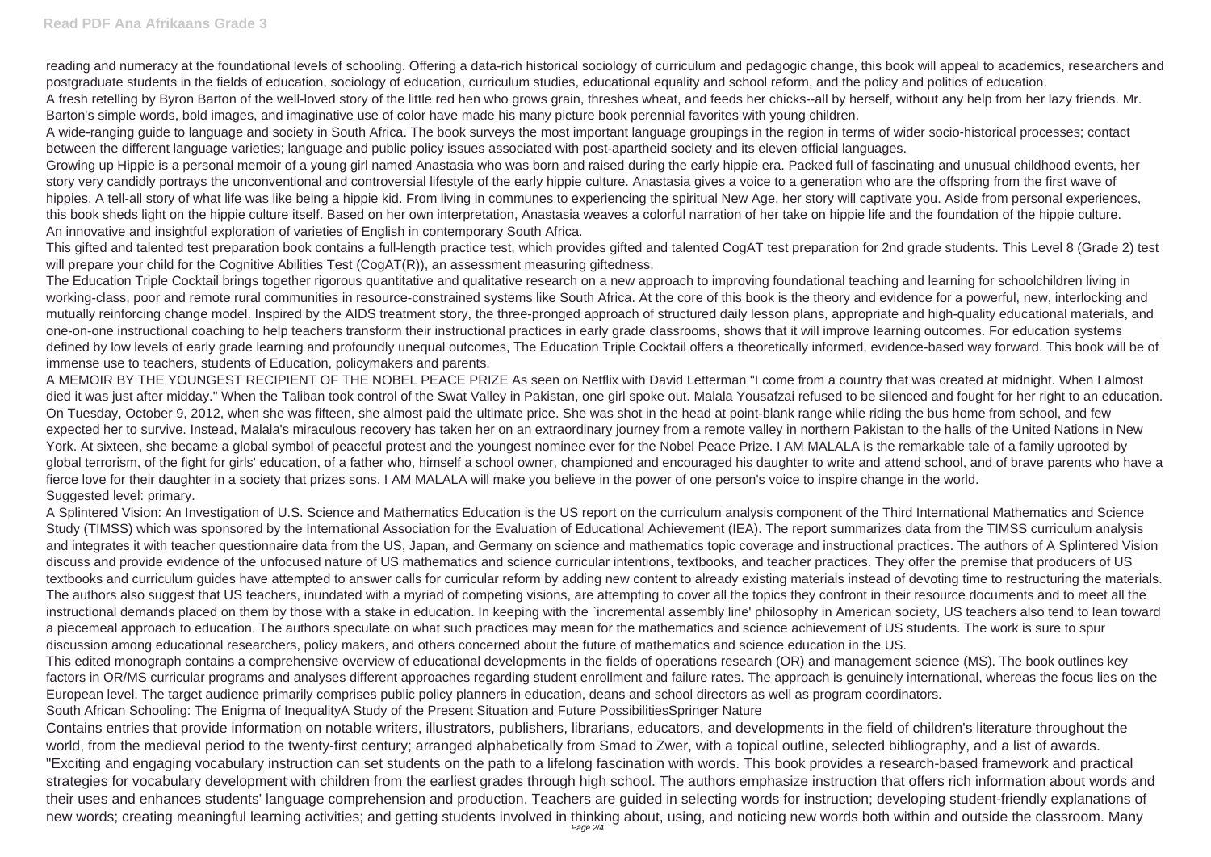reading and numeracy at the foundational levels of schooling. Offering a data-rich historical sociology of curriculum and pedagogic change, this book will appeal to academics, researchers and postgraduate students in the fields of education, sociology of education, curriculum studies, educational equality and school reform, and the policy and politics of education.

A fresh retelling by Byron Barton of the well-loved story of the little red hen who grows grain, threshes wheat, and feeds her chicks--all by herself, without any help from her lazy friends. Mr. Barton's simple words, bold images, and imaginative use of color have made his many picture book perennial favorites with young children.

A wide-ranging guide to language and society in South Africa. The book surveys the most important language groupings in the region in terms of wider socio-historical processes; contact between the different language varieties; language and public policy issues associated with post-apartheid society and its eleven official languages.

Growing up Hippie is a personal memoir of a young girl named Anastasia who was born and raised during the early hippie era. Packed full of fascinating and unusual childhood events, her story very candidly portrays the unconventional and controversial lifestyle of the early hippie culture. Anastasia gives a voice to a generation who are the offspring from the first wave of hippies. A tell-all story of what life was like being a hippie kid. From living in communes to experiencing the spiritual New Age, her story will captivate you. Aside from personal experiences, this book sheds light on the hippie culture itself. Based on her own interpretation, Anastasia weaves a colorful narration of her take on hippie life and the foundation of the hippie culture.

An innovative and insightful exploration of varieties of English in contemporary South Africa.

This gifted and talented test preparation book contains a full-length practice test, which provides gifted and talented CogAT test preparation for 2nd grade students. This Level 8 (Grade 2) test will prepare your child for the Cognitive Abilities Test (CogAT(R)), an assessment measuring giftedness.

The Education Triple Cocktail brings together rigorous quantitative and qualitative research on a new approach to improving foundational teaching and learning for schoolchildren living in working-class, poor and remote rural communities in resource-constrained systems like South Africa. At the core of this book is the theory and evidence for a powerful, new, interlocking and mutually reinforcing change model. Inspired by the AIDS treatment story, the three-pronged approach of structured daily lesson plans, appropriate and high-quality educational materials, and one-on-one instructional coaching to help teachers transform their instructional practices in early grade classrooms, shows that it will improve learning outcomes. For education systems defined by low levels of early grade learning and profoundly unequal outcomes, The Education Triple Cocktail offers a theoretically informed, evidence-based way forward. This book will be of immense use to teachers, students of Education, policymakers and parents.

A MEMOIR BY THE YOUNGEST RECIPIENT OF THE NOBEL PEACE PRIZE As seen on Netflix with David Letterman "I come from a country that was created at midnight. When I almost died it was just after midday." When the Taliban took control of the Swat Valley in Pakistan, one girl spoke out. Malala Yousafzai refused to be silenced and fought for her right to an education. On Tuesday, October 9, 2012, when she was fifteen, she almost paid the ultimate price. She was shot in the head at point-blank range while riding the bus home from school, and few expected her to survive. Instead, Malala's miraculous recovery has taken her on an extraordinary journey from a remote valley in northern Pakistan to the halls of the United Nations in New York. At sixteen, she became a global symbol of peaceful protest and the youngest nominee ever for the Nobel Peace Prize. I AM MALALA is the remarkable tale of a family uprooted by global terrorism, of the fight for girls' education, of a father who, himself a school owner, championed and encouraged his daughter to write and attend school, and of brave parents who have a fierce love for their daughter in a society that prizes sons. I AM MALALA will make you believe in the power of one person's voice to inspire change in the world.

Suggested level: primary.

A Splintered Vision: An Investigation of U.S. Science and Mathematics Education is the US report on the curriculum analysis component of the Third International Mathematics and Science Study (TIMSS) which was sponsored by the International Association for the Evaluation of Educational Achievement (IEA). The report summarizes data from the TIMSS curriculum analysis and integrates it with teacher questionnaire data from the US, Japan, and Germany on science and mathematics topic coverage and instructional practices. The authors of A Splintered Vision discuss and provide evidence of the unfocused nature of US mathematics and science curricular intentions, textbooks, and teacher practices. They offer the premise that producers of US textbooks and curriculum guides have attempted to answer calls for curricular reform by adding new content to already existing materials instead of devoting time to restructuring the materials. The authors also suggest that US teachers, inundated with a myriad of competing visions, are attempting to cover all the topics they confront in their resource documents and to meet all the instructional demands placed on them by those with a stake in education. In keeping with the `incremental assembly line' philosophy in American society, US teachers also tend to lean toward a piecemeal approach to education. The authors speculate on what such practices may mean for the mathematics and science achievement of US students. The work is sure to spur discussion among educational researchers, policy makers, and others concerned about the future of mathematics and science education in the US.

This edited monograph contains a comprehensive overview of educational developments in the fields of operations research (OR) and management science (MS). The book outlines key factors in OR/MS curricular programs and analyses different approaches regarding student enrollment and failure rates. The approach is genuinely international, whereas the focus lies on the European level. The target audience primarily comprises public policy planners in education, deans and school directors as well as program coordinators.

South African Schooling: The Enigma of InequalityA Study of the Present Situation and Future PossibilitiesSpringer Nature

Contains entries that provide information on notable writers, illustrators, publishers, librarians, educators, and developments in the field of children's literature throughout the world, from the medieval period to the twenty-first century; arranged alphabetically from Smad to Zwer, with a topical outline, selected bibliography, and a list of awards.

"Exciting and engaging vocabulary instruction can set students on the path to a lifelong fascination with words. This book provides a research-based framework and practical strategies for vocabulary development with children from the earliest grades through high school. The authors emphasize instruction that offers rich information about words and their uses and enhances students' language comprehension and production. Teachers are guided in selecting words for instruction; developing student-friendly explanations of new words; creating meaningful learning activities; and getting students involved in thinking about, using, and noticing new words both within and outside the classroom. Many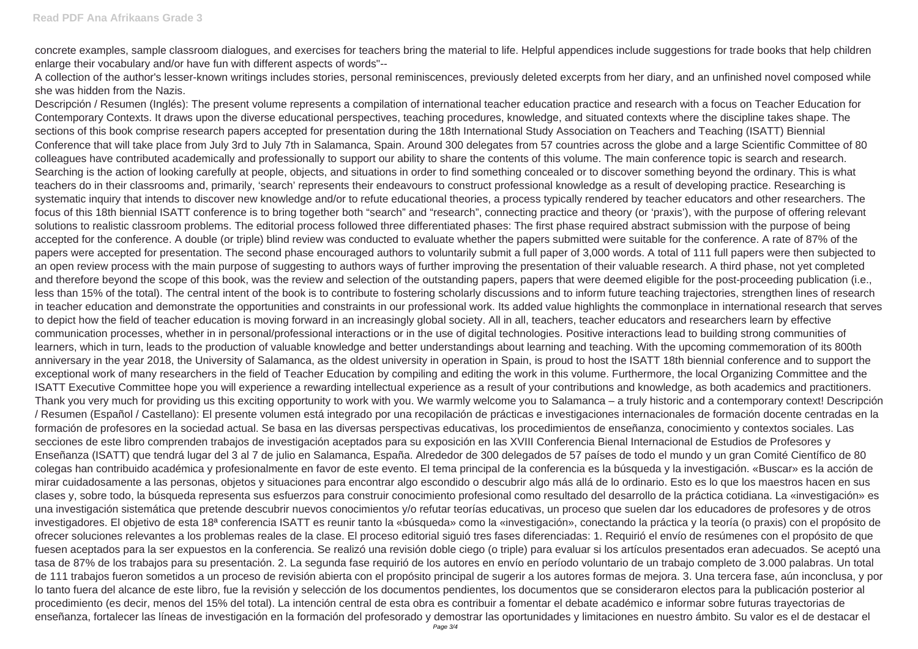concrete examples, sample classroom dialogues, and exercises for teachers bring the material to life. Helpful appendices include suggestions for trade books that help children enlarge their vocabulary and/or have fun with different aspects of words"--

A collection of the author's lesser-known writings includes stories, personal reminiscences, previously deleted excerpts from her diary, and an unfinished novel composed while she was hidden from the Nazis.

Descripción / Resumen (Inglés): The present volume represents a compilation of international teacher education practice and research with a focus on Teacher Education for Contemporary Contexts. It draws upon the diverse educational perspectives, teaching procedures, knowledge, and situated contexts where the discipline takes shape. The sections of this book comprise research papers accepted for presentation during the 18th International Study Association on Teachers and Teaching (ISATT) Biennial Conference that will take place from July 3rd to July 7th in Salamanca, Spain. Around 300 delegates from 57 countries across the globe and a large Scientific Committee of 80 colleagues have contributed academically and professionally to support our ability to share the contents of this volume. The main conference topic is search and research. Searching is the action of looking carefully at people, objects, and situations in order to find something concealed or to discover something beyond the ordinary. This is what teachers do in their classrooms and, primarily, 'search' represents their endeavours to construct professional knowledge as a result of developing practice. Researching is systematic inquiry that intends to discover new knowledge and/or to refute educational theories, a process typically rendered by teacher educators and other researchers. The focus of this 18th biennial ISATT conference is to bring together both "search" and "research", connecting practice and theory (or 'praxis'), with the purpose of offering relevant solutions to realistic classroom problems. The editorial process followed three differentiated phases: The first phase required abstract submission with the purpose of being accepted for the conference. A double (or triple) blind review was conducted to evaluate whether the papers submitted were suitable for the conference. A rate of 87% of the papers were accepted for presentation. The second phase encouraged authors to voluntarily submit a full paper of 3,000 words. A total of 111 full papers were then subjected to an open review process with the main purpose of suggesting to authors ways of further improving the presentation of their valuable research. A third phase, not yet completed and therefore beyond the scope of this book, was the review and selection of the outstanding papers, papers that were deemed eligible for the post-proceeding publication (i.e., less than 15% of the total). The central intent of the book is to contribute to fostering scholarly discussions and to inform future teaching trajectories, strengthen lines of research in teacher education and demonstrate the opportunities and constraints in our professional work. Its added value highlights the commonplace in international research that serves to depict how the field of teacher education is moving forward in an increasingly global society. All in all, teachers, teacher educators and researchers learn by effective communication processes, whether in in personal/professional interactions or in the use of digital technologies. Positive interactions lead to building strong communities of learners, which in turn, leads to the production of valuable knowledge and better understandings about learning and teaching. With the upcoming commemoration of its 800th anniversary in the year 2018, the University of Salamanca, as the oldest university in operation in Spain, is proud to host the ISATT 18th biennial conference and to support the exceptional work of many researchers in the field of Teacher Education by compiling and editing the work in this volume. Furthermore, the local Organizing Committee and the ISATT Executive Committee hope you will experience a rewarding intellectual experience as a result of your contributions and knowledge, as both academics and practitioners. Thank you very much for providing us this exciting opportunity to work with you. We warmly welcome you to Salamanca – a truly historic and a contemporary context! Descripción / Resumen (Español / Castellano): El presente volumen está integrado por una recopilación de prácticas e investigaciones internacionales de formación docente centradas en la formación de profesores en la sociedad actual. Se basa en las diversas perspectivas educativas, los procedimientos de enseñanza, conocimiento y contextos sociales. Las secciones de este libro comprenden trabajos de investigación aceptados para su exposición en las XVIII Conferencia Bienal Internacional de Estudios de Profesores y Enseñanza (ISATT) que tendrá lugar del 3 al 7 de julio en Salamanca, España. Alrededor de 300 delegados de 57 países de todo el mundo y un gran Comité Científico de 80 colegas han contribuido académica y profesionalmente en favor de este evento. El tema principal de la conferencia es la búsqueda y la investigación. «Buscar» es la acción de mirar cuidadosamente a las personas, objetos y situaciones para encontrar algo escondido o descubrir algo más allá de lo ordinario. Esto es lo que los maestros hacen en sus clases y, sobre todo, la búsqueda representa sus esfuerzos para construir conocimiento profesional como resultado del desarrollo de la práctica cotidiana. La «investigación» es una investigación sistemática que pretende descubrir nuevos conocimientos y/o refutar teorías educativas, un proceso que suelen dar los educadores de profesores y de otros investigadores. El objetivo de esta 18ª conferencia ISATT es reunir tanto la «búsqueda» como la «investigación», conectando la práctica y la teoría (o praxis) con el propósito de ofrecer soluciones relevantes a los problemas reales de la clase. El proceso editorial siguió tres fases diferenciadas: 1. Requirió el envío de resúmenes con el propósito de que fuesen aceptados para la ser expuestos en la conferencia. Se realizó una revisión doble ciego (o triple) para evaluar si los artículos presentados eran adecuados. Se aceptó una tasa de 87% de los trabajos para su presentación. 2. La segunda fase requirió de los autores en envío en período voluntario de un trabajo completo de 3.000 palabras. Un total de 111 trabajos fueron sometidos a un proceso de revisión abierta con el propósito principal de sugerir a los autores formas de mejora. 3. Una tercera fase, aún inconclusa, y por lo tanto fuera del alcance de este libro, fue la revisión y selección de los documentos pendientes, los documentos que se consideraron electos para la publicación posterior al procedimiento (es decir, menos del 15% del total). La intención central de esta obra es contribuir a fomentar el debate académico e informar sobre futuras trayectorias de enseñanza, fortalecer las líneas de investigación en la formación del profesorado y demostrar las oportunidades y limitaciones en nuestro ámbito. Su valor es el de destacar el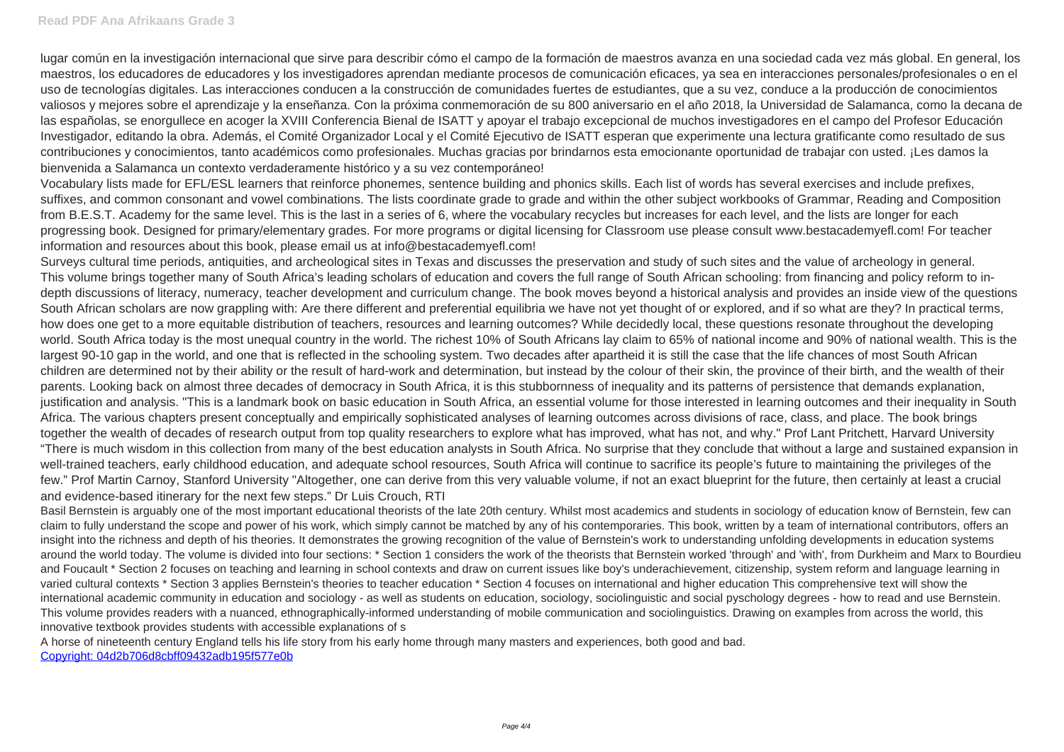lugar común en la investigación internacional que sirve para describir cómo el campo de la formación de maestros avanza en una sociedad cada vez más global. En general, los maestros, los educadores de educadores y los investigadores aprendan mediante procesos de comunicación eficaces, ya sea en interacciones personales/profesionales o en el uso de tecnologías digitales. Las interacciones conducen a la construcción de comunidades fuertes de estudiantes, que a su vez, conduce a la producción de conocimientos valiosos y mejores sobre el aprendizaje y la enseñanza. Con la próxima conmemoración de su 800 aniversario en el año 2018, la Universidad de Salamanca, como la decana de las españolas, se enorgullece en acoger la XVIII Conferencia Bienal de ISATT y apoyar el trabajo excepcional de muchos investigadores en el campo del Profesor Educación Investigador, editando la obra. Además, el Comité Organizador Local y el Comité Ejecutivo de ISATT esperan que experimente una lectura gratificante como resultado de sus contribuciones y conocimientos, tanto académicos como profesionales. Muchas gracias por brindarnos esta emocionante oportunidad de trabajar con usted. ¡Les damos la bienvenida a Salamanca un contexto verdaderamente histórico y a su vez contemporáneo!

Vocabulary lists made for EFL/ESL learners that reinforce phonemes, sentence building and phonics skills. Each list of words has several exercises and include prefixes, suffixes, and common consonant and vowel combinations. The lists coordinate grade to grade and within the other subject workbooks of Grammar, Reading and Composition from B.E.S.T. Academy for the same level. This is the last in a series of 6, where the vocabulary recycles but increases for each level, and the lists are longer for each progressing book. Designed for primary/elementary grades. For more programs or digital licensing for Classroom use please consult www.bestacademyefl.com! For teacher information and resources about this book, please email us at info@bestacademyefl.com!

Surveys cultural time periods, antiquities, and archeological sites in Texas and discusses the preservation and study of such sites and the value of archeology in general.

This volume brings together many of South Africa's leading scholars of education and covers the full range of South African schooling: from financing and policy reform to in-depth discussions of literacy, numeracy, teacher development and curriculum change. The book moves beyond a historical analysis and provides an inside view of the questions South African scholars are now grappling with: Are there different and preferential equilibria we have not yet thought of or explored, and if so what are they? In practical terms, how does one get to a more equitable distribution of teachers, resources and learning outcomes? While decidedly local, these questions resonate throughout the developing world. South Africa today is the most unequal country in the world. The richest 10% of South Africans lay claim to 65% of national income and 90% of national wealth. This is the largest 90-10 gap in the world, and one that is reflected in the schooling system. Two decades after apartheid it is still the case that the life chances of most South African children are determined not by their ability or the result of hard-work and determination, but instead by the colour of their skin, the province of their birth, and the wealth of their parents. Looking back on almost three decades of democracy in South Africa, it is this stubbornness of inequality and its patterns of persistence that demands explanation, justification and analysis. "This is a landmark book on basic education in South Africa, an essential volume for those interested in learning outcomes and their inequality in South Africa. The various chapters present conceptually and empirically sophisticated analyses of learning outcomes across divisions of race, class, and place. The book brings together the wealth of decades of research output from top quality researchers to explore what has improved, what has not, and why." Prof Lant Pritchett, Harvard University "There is much wisdom in this collection from many of the best education analysts in South Africa. No surprise that they conclude that without a large and sustained expansion in well-trained teachers, early childhood education, and adequate school resources, South Africa will continue to sacrifice its people's future to maintaining the privileges of the few." Prof Martin Carnoy, Stanford University "Altogether, one can derive from this very valuable volume, if not an exact blueprint for the future, then certainly at least a crucial and evidence-based itinerary for the next few steps." Dr Luis Crouch, RTI

Basil Bernstein is arguably one of the most important educational theorists of the late 20th century. Whilst most academics and students in sociology of education know of Bernstein, few can claim to fully understand the scope and power of his work, which simply cannot be matched by any of his contemporaries. This book, written by a team of international contributors, offers an insight into the richness and depth of his theories. It demonstrates the growing recognition of the value of Bernstein's work to understanding unfolding developments in education systems around the world today. The volume is divided into four sections: * Section 1 considers the work of the theorists that Bernstein worked 'through' and 'with', from Durkheim and Marx to Bourdieu and Foucault * Section 2 focuses on teaching and learning in school contexts and draw on current issues like boy's underachievement, citizenship, system reform and language learning in varied cultural contexts * Section 3 applies Bernstein's theories to teacher education * Section 4 focuses on international and higher education This comprehensive text will show the international academic community in education and sociology - as well as students on education, sociology, sociolinguistic and social pyschology degrees - how to read and use Bernstein.

This volume provides readers with a nuanced, ethnographically-informed understanding of mobile communication and sociolinguistics. Drawing on examples from across the world, this innovative textbook provides students with accessible explanations of s

A horse of nineteenth century England tells his life story from his early home through many masters and experiences, both good and bad.

Copyright: 04d2b706d8cbff09432adb195f577e0b